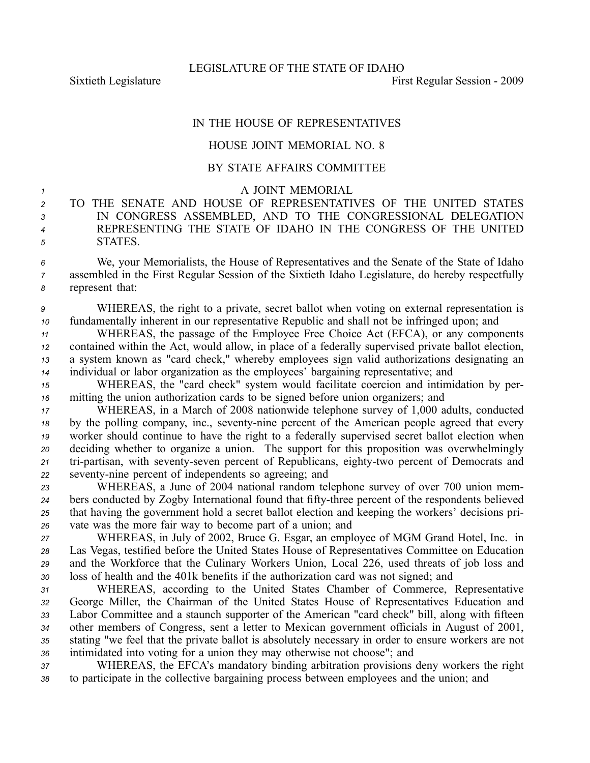LEGISLATURE OF THE STATE OF IDAHO

Sixtieth Legislature First Regular Session - 2009

IN THE HOUSE OF REPRESENTATIVES

HOUSE JOINT MEMORIAL NO. 8

BY STATE AFFAIRS COMMITTEE

A JOINT MEMORIAL

TO THE SENATE AND HOUSE OF REPRESENTATIVES OF THE UNITED STATES IN CONGRESS ASSEMBLED, AND TO THE CONGRESSIONAL DELEGATION REPRESENTING THE STATE OF IDAHO IN THE CONGRESS OF THE UNITED STATES.

We, your Memorialists, the House of Representatives and the Senate of the State of Idaho assembled in the First Regular Session of the Sixtieth Idaho Legislature, do hereby respectfully represent that:

WHEREAS, the right to a private, secret ballot when voting on external representation is fundamentally inherent in our representative Republic and shall not be infringed upon; and

WHEREAS, the passage of the Employee Free Choice Act (EFCA), or any components contained within the Act, would allow, in place of a federally supervised private ballot election, a system known as "card check," whereby employees sign valid authorizations designating an individual or labor organization as the employees' bargaining representative; and

WHEREAS, the "card check" system would facilitate coercion and intimidation by permitting the union authorization cards to be signed before union organizers; and

WHEREAS, in a March of 2008 nationwide telephone survey of 1,000 adults, conducted by the polling company, inc., seventy-nine percent of the American people agreed that every worker should continue to have the right to a federally supervised secret ballot election when deciding whether to organize a union. The support for this proposition was overwhelmingly tri-partisan, with seventy-seven percent of Republicans, eighty-two percent of Democrats and seventy-nine percent of independents so agreeing; and

WHEREAS, a June of 2004 national random telephone survey of over 700 union members conducted by Zogby International found that fifty-three percent of the respondents believed that having the government hold a secret ballot election and keeping the workers' decisions private was the more fair way to become part of a union; and

WHEREAS, in July of 2002, Bruce G. Esgar, an employee of MGM Grand Hotel, Inc. in Las Vegas, testified before the United States House of Representatives Committee on Education and the Workforce that the Culinary Workers Union, Local 226, used threats of job loss and loss of health and the 401k benefits if the authorization card was not signed; and

WHEREAS, according to the United States Chamber of Commerce, Representative George Miller, the Chairman of the United States House of Representatives Education and Labor Committee and a staunch supporter of the American "card check" bill, along with fifteen other members of Congress, sent a letter to Mexican government officials in August of 2001, stating "we feel that the private ballot is absolutely necessary in order to ensure workers are not intimidated into voting for a union they may otherwise not choose"; and

WHEREAS, the EFCA's mandatory binding arbitration provisions deny workers the right to participate in the collective bargaining process between employees and the union; and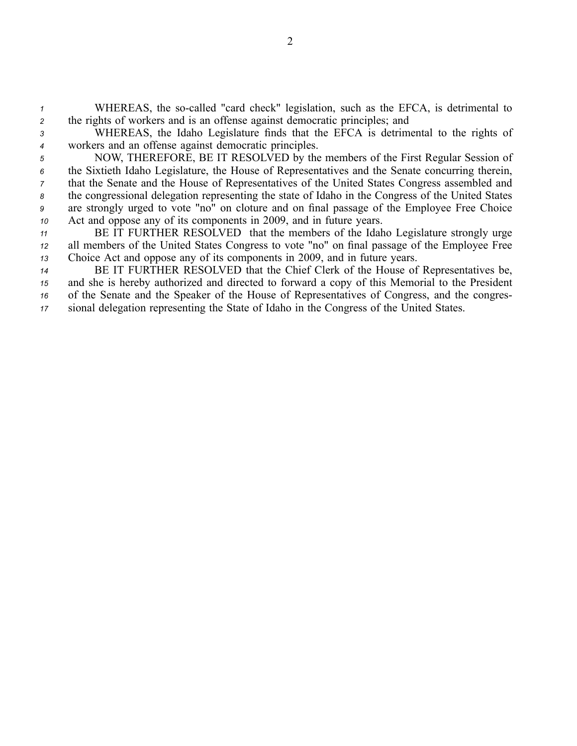WHEREAS, the so-called "card check" legislation, such as the EFCA, is detrimental to the rights of workers and is an offense against democratic principles; and

WHEREAS, the Idaho Legislature finds that the EFCA is detrimental to the rights of workers and an offense against democratic principles.

NOW, THEREFORE, BE IT RESOLVED by the members of the First Regular Session of the Sixtieth Idaho Legislature, the House of Representatives and the Senate concurring therein, that the Senate and the House of Representatives of the United States Congress assembled and the congressional delegation representing the state of Idaho in the Congress of the United States are strongly urged to vote "no" on cloture and on final passage of the Employee Free Choice Act and oppose any of its components in 2009, and in future years.

BE IT FURTHER RESOLVED that the members of the Idaho Legislature strongly urge all members of the United States Congress to vote "no" on final passage of the Employee Free Choice Act and oppose any of its components in 2009, and in future years.

BE IT FURTHER RESOLVED that the Chief Clerk of the House of Representatives be, and she is hereby authorized and directed to forward a copy of this Memorial to the President of the Senate and the Speaker of the House of Representatives of Congress, and the congressional delegation representing the State of Idaho in the Congress of the United States.